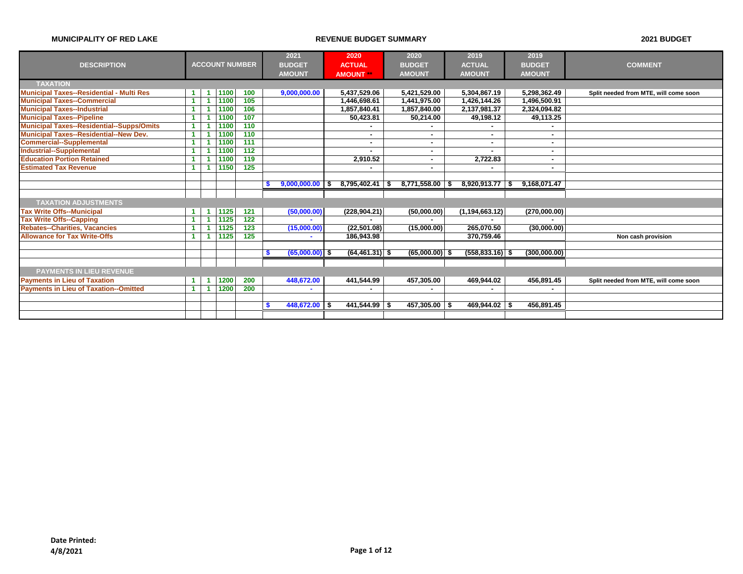**MUNICIPALITY OF RED LAKE** — **REVENUE BUDGET SUMMARY** — **2021 BUDGET**

| DESCRIPTION | ACCOUNT NUMBER | | | | 2021 BUDGET AMOUNT | 2020 ACTUAL AMOUNT ** | 2020 BUDGET AMOUNT | 2019 ACTUAL AMOUNT | 2019 BUDGET AMOUNT | COMMENT |
|---|---|---|---|---|---|---|---|---|---|---|
| **TAXATION** | | | | | | | | | | |
| Municipal Taxes--Residential - Multi Res | 1 | 1 | 1100 | 100 | 9,000,000.00 | 5,437,529.06 | 5,421,529.00 | 5,304,867.19 | 5,298,362.49 | Split needed from MTE, will come soon |
| Municipal Taxes--Commercial | 1 | 1 | 1100 | 105 | | 1,446,698.61 | 1,441,975.00 | 1,426,144.26 | 1,496,500.91 | |
| Municipal Taxes--Industrial | 1 | 1 | 1100 | 106 | | 1,857,840.41 | 1,857,840.00 | 2,137,981.37 | 2,324,094.82 | |
| Municipal Taxes--Pipeline | 1 | 1 | 1100 | 107 | | 50,423.81 | 50,214.00 | 49,198.12 | 49,113.25 | |
| Municipal Taxes--Residential--Supps/Omits | 1 | 1 | 1100 | 110 | | - | - | - | - | |
| Municipal Taxes--Residential--New Dev. | 1 | 1 | 1100 | 110 | | - | - | - | - | |
| Commercial--Supplemental | 1 | 1 | 1100 | 111 | | - | - | - | - | |
| Industrial--Supplemental | 1 | 1 | 1100 | 112 | | - | - | - | - | |
| Education Portion Retained | 1 | 1 | 1100 | 119 | | 2,910.52 | - | 2,722.83 | - | |
| Estimated Tax Revenue | 1 | 1 | 1150 | 125 | | - | - | - | - | |
| | | | | | $ 9,000,000.00 | $ 8,795,402.41 | $ 8,771,558.00 | $ 8,920,913.77 | $ 9,168,071.47 | |
| **TAXATION ADJUSTMENTS** | | | | | | | | | | |
| Tax Write Offs--Municipal | 1 | 1 | 1125 | 121 | (50,000.00) | (228,904.21) | (50,000.00) | (1,194,663.12) | (270,000.00) | |
| Tax Write Offs--Capping | 1 | 1 | 1125 | 122 | - | - | - | - | - | |
| Rebates--Charities, Vacancies | 1 | 1 | 1125 | 123 | (15,000.00) | (22,501.08) | (15,000.00) | 265,070.50 | (30,000.00) | |
| Allowance for Tax Write-Offs | 1 | 1 | 1125 | 125 | - | 186,943.98 | | 370,759.46 | | Non cash provision |
| | | | | | $ (65,000.00) | $ (64,461.31) | $ (65,000.00) | $ (558,833.16) | $ (300,000.00) | |
| **PAYMENTS IN LIEU REVENUE** | | | | | | | | | | |
| Payments in Lieu of Taxation | 1 | 1 | 1200 | 200 | 448,672.00 | 441,544.99 | 457,305.00 | 469,944.02 | 456,891.45 | Split needed from MTE, will come soon |
| Payments in Lieu of Taxation--Omitted | 1 | 1 | 1200 | 200 | - | - | - | - | - | |
| | | | | | $ 448,672.00 | $ 441,544.99 | $ 457,305.00 | $ 469,944.02 | $ 456,891.45 | |

**Date Printed:**
**4/8/2021**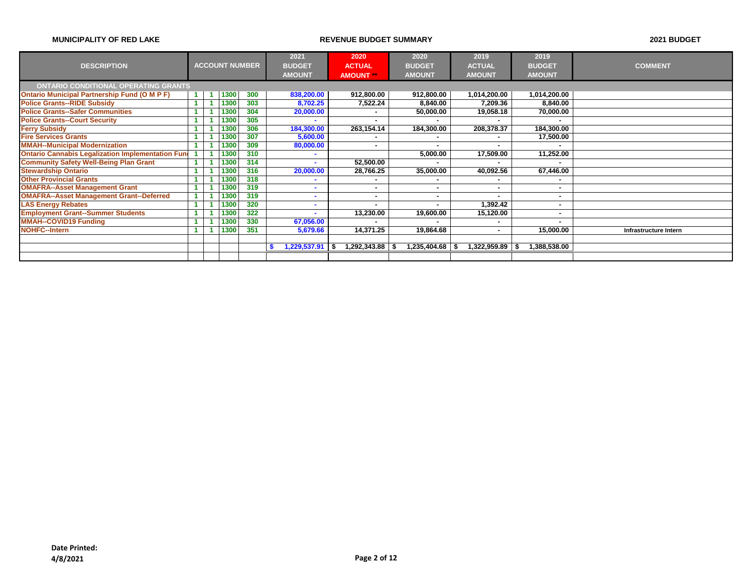MUNICIPALITY OF RED LAKE

REVENUE BUDGET SUMMARY

2021 BUDGET

| DESCRIPTION | ACCOUNT NUMBER | | | | 2021 BUDGET AMOUNT | 2020 ACTUAL AMOUNT ** | 2020 BUDGET AMOUNT | 2019 ACTUAL AMOUNT | 2019 BUDGET AMOUNT | COMMENT |
|---|---|---|---|---|---|---|---|---|---|---|
| ONTARIO CONDITIONAL OPERATING GRANTS | | | | | | | | | | |
| Ontario Municipal Partnership Fund (O M P F) | 1 | 1 | 1300 | 300 | 838,200.00 | 912,800.00 | 912,800.00 | 1,014,200.00 | 1,014,200.00 | |
| Police Grants--RIDE Subsidy | 1 | 1 | 1300 | 303 | 8,702.25 | 7,522.24 | 8,840.00 | 7,209.36 | 8,840.00 | |
| Police Grants--Safer Communities | 1 | 1 | 1300 | 304 | 20,000.00 | - | 50,000.00 | 19,058.18 | 70,000.00 | |
| Police Grants--Court Security | 1 | 1 | 1300 | 305 | - | - | - | - | - | |
| Ferry Subsidy | 1 | 1 | 1300 | 306 | 184,300.00 | 263,154.14 | 184,300.00 | 208,378.37 | 184,300.00 | |
| Fire Services Grants | 1 | 1 | 1300 | 307 | 5,600.00 | - | - | - | 17,500.00 | |
| MMAH--Municipal Modernization | 1 | 1 | 1300 | 309 | 80,000.00 | - | - | - | - | |
| Ontario Cannabis Legalization Implementation Fun | 1 | 1 | 1300 | 310 | - | | 5,000.00 | 17,509.00 | 11,252.00 | |
| Community Safety Well-Being Plan Grant | 1 | 1 | 1300 | 314 | - | 52,500.00 | - | - | - | |
| Stewardship Ontario | 1 | 1 | 1300 | 316 | 20,000.00 | 28,766.25 | 35,000.00 | 40,092.56 | 67,446.00 | |
| Other Provincial Grants | 1 | 1 | 1300 | 318 | - | - | - | - | - | |
| OMAFRA--Asset Management Grant | 1 | 1 | 1300 | 319 | - | - | - | - | - | |
| OMAFRA--Asset Management Grant--Deferred | 1 | 1 | 1300 | 319 | - | - | - | - | - | |
| LAS Energy Rebates | 1 | 1 | 1300 | 320 | - | - | - | 1,392.42 | - | |
| Employment Grant--Summer Students | 1 | 1 | 1300 | 322 | - | 13,230.00 | 19,600.00 | 15,120.00 | - | |
| MMAH--COVID19 Funding | 1 | 1 | 1300 | 330 | 67,056.00 | - | - | - | - | |
| NOHFC--Intern | 1 | 1 | 1300 | 351 | 5,679.66 | 14,371.25 | 19,864.68 | - | 15,000.00 | Infrastructure Intern |
| | | | | | | | | | | |
| | | | | | $ 1,229,537.91 | $ 1,292,343.88 | $ 1,235,404.68 | $ 1,322,959.89 | $ 1,388,538.00 | |

**Date Printed:**
**4/8/2021**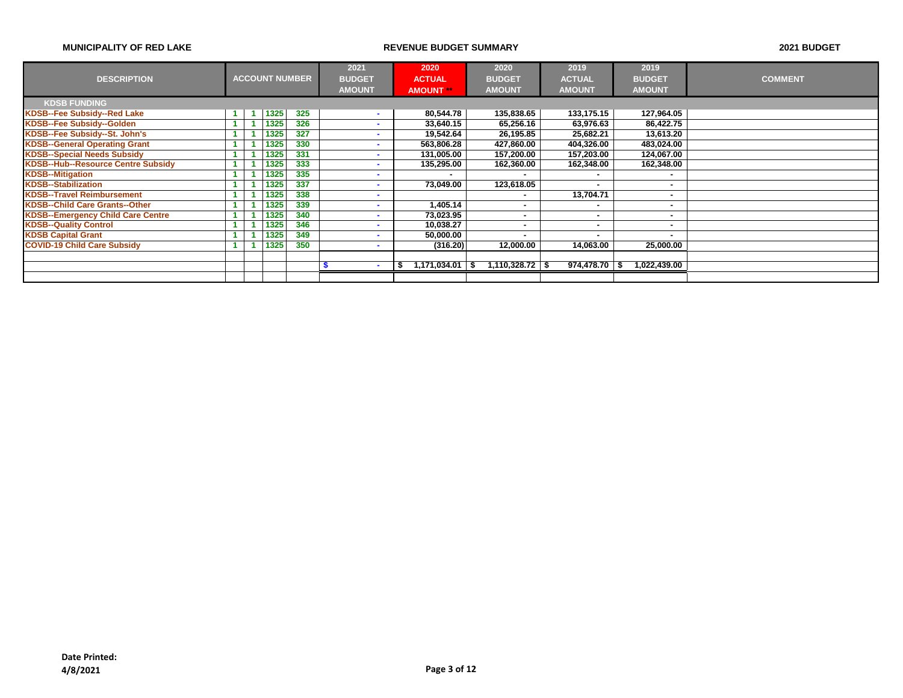**MUNICIPALITY OF RED LAKE** — **REVENUE BUDGET SUMMARY** — **2021 BUDGET**

| DESCRIPTION | ACCOUNT NUMBER | | | | 2021 BUDGET AMOUNT | 2020 ACTUAL AMOUNT ** | 2020 BUDGET AMOUNT | 2019 ACTUAL AMOUNT | 2019 BUDGET AMOUNT | COMMENT |
|---|---|---|---|---|---|---|---|---|---|---|
| **KDSB FUNDING** | | | | | | | | | | |
| KDSB--Fee Subsidy--Red Lake | 1 | 1 | 1325 | 325 | - | 80,544.78 | 135,838.65 | 133,175.15 | 127,964.05 | |
| KDSB--Fee Subsidy--Golden | 1 | 1 | 1325 | 326 | - | 33,640.15 | 65,256.16 | 63,976.63 | 86,422.75 | |
| KDSB--Fee Subsidy--St. John's | 1 | 1 | 1325 | 327 | - | 19,542.64 | 26,195.85 | 25,682.21 | 13,613.20 | |
| KDSB--General Operating Grant | 1 | 1 | 1325 | 330 | - | 563,806.28 | 427,860.00 | 404,326.00 | 483,024.00 | |
| KDSB--Special Needs Subsidy | 1 | 1 | 1325 | 331 | - | 131,005.00 | 157,200.00 | 157,203.00 | 124,067.00 | |
| KDSB--Hub--Resource Centre Subsidy | 1 | 1 | 1325 | 333 | - | 135,295.00 | 162,360.00 | 162,348.00 | 162,348.00 | |
| KDSB--Mitigation | 1 | 1 | 1325 | 335 | - | - | - | - | - | |
| KDSB--Stabilization | 1 | 1 | 1325 | 337 | - | 73,049.00 | 123,618.05 | - | - | |
| KDSB--Travel Reimbursement | 1 | 1 | 1325 | 338 | - | | - | 13,704.71 | - | |
| KDSB--Child Care Grants--Other | 1 | 1 | 1325 | 339 | - | 1,405.14 | - | - | - | |
| KDSB--Emergency Child Care Centre | 1 | 1 | 1325 | 340 | - | 73,023.95 | - | - | - | |
| KDSB--Quality Control | 1 | 1 | 1325 | 346 | - | 10,038.27 | - | - | - | |
| KDSB Capital Grant | 1 | 1 | 1325 | 349 | - | 50,000.00 | - | - | - | |
| COVID-19 Child Care Subsidy | 1 | 1 | 1325 | 350 | - | (316.20) | 12,000.00 | 14,063.00 | 25,000.00 | |
| | | | | | | | | | | |
| | | | | | $ - | $ 1,171,034.01 | $ 1,110,328.72 | $ 974,478.70 | $ 1,022,439.00 | |

**Date Printed:**
**4/8/2021**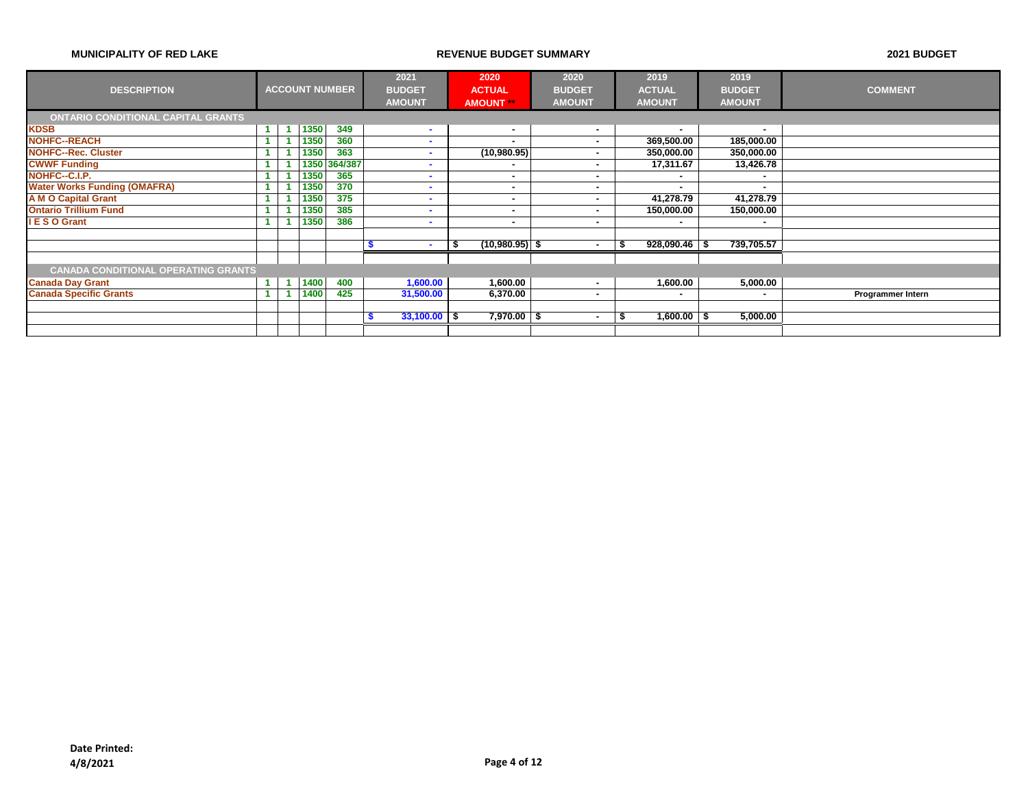**MUNICIPALITY OF RED LAKE** **REVENUE BUDGET SUMMARY** **2021 BUDGET**

| DESCRIPTION | ACCOUNT NUMBER | | | | 2021 BUDGET AMOUNT | 2020 ACTUAL AMOUNT ** | 2020 BUDGET AMOUNT | 2019 ACTUAL AMOUNT | 2019 BUDGET AMOUNT | COMMENT |
|---|---|---|---|---|---|---|---|---|---|---|
| **ONTARIO CONDITIONAL CAPITAL GRANTS** | | | | | | | | | | |
| KDSB | 1 | 1 | 1350 | 349 | - | - | - | - | - | |
| NOHFC--REACH | 1 | 1 | 1350 | 360 | - | - | - | 369,500.00 | 185,000.00 | |
| NOHFC--Rec. Cluster | 1 | 1 | 1350 | 363 | - | (10,980.95) | - | 350,000.00 | 350,000.00 | |
| CWWF Funding | 1 | 1 | 1350 | 364/387 | - | - | - | 17,311.67 | 13,426.78 | |
| NOHFC--C.I.P. | 1 | 1 | 1350 | 365 | - | - | - | - | - | |
| Water Works Funding (OMAFRA) | 1 | 1 | 1350 | 370 | - | - | - | - | - | |
| A M O Capital Grant | 1 | 1 | 1350 | 375 | - | - | - | 41,278.79 | 41,278.79 | |
| Ontario Trillium Fund | 1 | 1 | 1350 | 385 | - | - | - | 150,000.00 | 150,000.00 | |
| I E S O Grant | 1 | 1 | 1350 | 386 | - | - | - | - | - | |
| | | | | | $ - | $ (10,980.95) | $ - | $ 928,090.46 | $ 739,705.57 | |
| **CANADA CONDITIONAL OPERATING GRANTS** | | | | | | | | | | |
| Canada Day Grant | 1 | 1 | 1400 | 400 | 1,600.00 | 1,600.00 | - | 1,600.00 | 5,000.00 | |
| Canada Specific Grants | 1 | 1 | 1400 | 425 | 31,500.00 | 6,370.00 | - | - | - | Programmer Intern |
| | | | | | $ 33,100.00 | $ 7,970.00 | $ - | $ 1,600.00 | $ 5,000.00 | |

**Date Printed:**
**4/8/2021**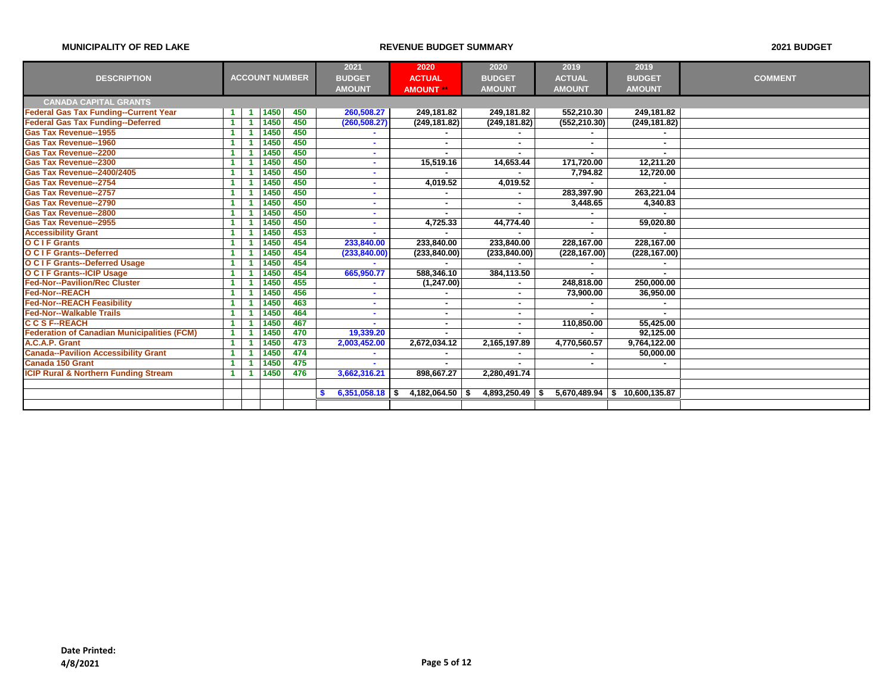**MUNICIPALITY OF RED LAKE** | **REVENUE BUDGET SUMMARY** | **2021 BUDGET**

| DESCRIPTION | ACCOUNT NUMBER | | | | 2021 BUDGET AMOUNT | 2020 ACTUAL AMOUNT ** | 2020 BUDGET AMOUNT | 2019 ACTUAL AMOUNT | 2019 BUDGET AMOUNT | COMMENT |
|---|---|---|---|---|---|---|---|---|---|---|
| **CANADA CAPITAL GRANTS** | | | | | | | | | | |
| Federal Gas Tax Funding--Current Year | 1 | 1 | 1450 | 450 | 260,508.27 | 249,181.82 | 249,181.82 | 552,210.30 | 249,181.82 | |
| Federal Gas Tax Funding--Deferred | 1 | 1 | 1450 | 450 | (260,508.27) | (249,181.82) | (249,181.82) | (552,210.30) | (249,181.82) | |
| Gas Tax Revenue--1955 | 1 | 1 | 1450 | 450 | - | - | - | - | - | |
| Gas Tax Revenue--1960 | 1 | 1 | 1450 | 450 | - | - | - | - | - | |
| Gas Tax Revenue--2200 | 1 | 1 | 1450 | 450 | - | - | - | - | - | |
| Gas Tax Revenue--2300 | 1 | 1 | 1450 | 450 | - | 15,519.16 | 14,653.44 | 171,720.00 | 12,211.20 | |
| Gas Tax Revenue--2400/2405 | 1 | 1 | 1450 | 450 | - | - | - | 7,794.82 | 12,720.00 | |
| Gas Tax Revenue--2754 | 1 | 1 | 1450 | 450 | - | 4,019.52 | 4,019.52 | - | - | |
| Gas Tax Revenue--2757 | 1 | 1 | 1450 | 450 | - | - | - | 283,397.90 | 263,221.04 | |
| Gas Tax Revenue--2790 | 1 | 1 | 1450 | 450 | - | - | - | 3,448.65 | 4,340.83 | |
| Gas Tax Revenue--2800 | 1 | 1 | 1450 | 450 | - | - | - | - | - | |
| Gas Tax Revenue--2955 | 1 | 1 | 1450 | 450 | - | 4,725.33 | 44,774.40 | - | 59,020.80 | |
| Accessibility Grant | 1 | 1 | 1450 | 453 | - | - | - | - | - | |
| O C I F Grants | 1 | 1 | 1450 | 454 | 233,840.00 | 233,840.00 | 233,840.00 | 228,167.00 | 228,167.00 | |
| O C I F Grants--Deferred | 1 | 1 | 1450 | 454 | (233,840.00) | (233,840.00) | (233,840.00) | (228,167.00) | (228,167.00) | |
| O C I F Grants--Deferred Usage | 1 | 1 | 1450 | 454 | - | - | - | - | - | |
| O C I F Grants--ICIP Usage | 1 | 1 | 1450 | 454 | 665,950.77 | 588,346.10 | 384,113.50 | - | - | |
| Fed-Nor--Pavilion/Rec Cluster | 1 | 1 | 1450 | 455 | - | (1,247.00) | - | 248,818.00 | 250,000.00 | |
| Fed-Nor--REACH | 1 | 1 | 1450 | 456 | - | - | - | 73,900.00 | 36,950.00 | |
| Fed-Nor--REACH Feasibility | 1 | 1 | 1450 | 463 | - | - | - | - | - | |
| Fed-Nor--Walkable Trails | 1 | 1 | 1450 | 464 | - | - | - | - | - | |
| C C S F--REACH | 1 | 1 | 1450 | 467 | - | - | - | 110,850.00 | 55,425.00 | |
| Federation of Canadian Municipalities (FCM) | 1 | 1 | 1450 | 470 | 19,339.20 | - | - | - | 92,125.00 | |
| A.C.A.P. Grant | 1 | 1 | 1450 | 473 | 2,003,452.00 | 2,672,034.12 | 2,165,197.89 | 4,770,560.57 | 9,764,122.00 | |
| Canada--Pavilion Accessibility Grant | 1 | 1 | 1450 | 474 | - | - | - | - | 50,000.00 | |
| Canada 150 Grant | 1 | 1 | 1450 | 475 | - | - | - | - | - | |
| ICIP Rural & Northern Funding Stream | 1 | 1 | 1450 | 476 | 3,662,316.21 | 898,667.27 | 2,280,491.74 | | | |
| | | | | | | | | | | |
| | | | | | $ 6,351,058.18 | $ 4,182,064.50 | $ 4,893,250.49 | $ 5,670,489.94 | $ 10,600,135.87 | |

**Date Printed:**
**4/8/2021**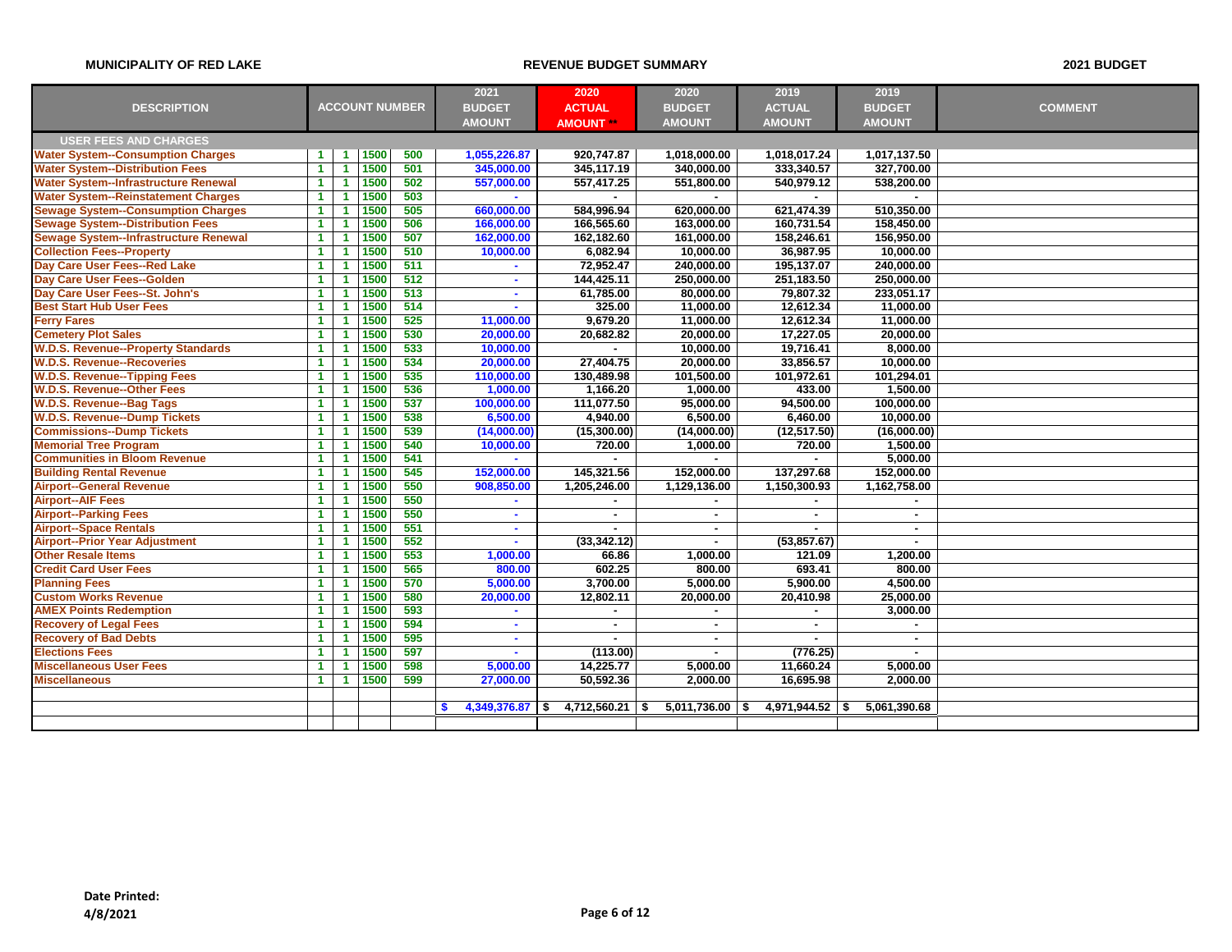**MUNICIPALITY OF RED LAKE** | **REVENUE BUDGET SUMMARY** | **2021 BUDGET**

| DESCRIPTION | ACCOUNT NUMBER | | | | 2021 BUDGET AMOUNT | 2020 ACTUAL AMOUNT ** | 2020 BUDGET AMOUNT | 2019 ACTUAL AMOUNT | 2019 BUDGET AMOUNT | COMMENT |
|---|---|---|---|---|---|---|---|---|---|---|
| **USER FEES AND CHARGES** | | | | | | | | | | |
| Water System--Consumption Charges | 1 | 1 | 1500 | 500 | 1,055,226.87 | 920,747.87 | 1,018,000.00 | 1,018,017.24 | 1,017,137.50 | |
| Water System--Distribution Fees | 1 | 1 | 1500 | 501 | 345,000.00 | 345,117.19 | 340,000.00 | 333,340.57 | 327,700.00 | |
| Water System--Infrastructure Renewal | 1 | 1 | 1500 | 502 | 557,000.00 | 557,417.25 | 551,800.00 | 540,979.12 | 538,200.00 | |
| Water System--Reinstatement Charges | 1 | 1 | 1500 | 503 | - | - | - | - | - | |
| Sewage System--Consumption Charges | 1 | 1 | 1500 | 505 | 660,000.00 | 584,996.94 | 620,000.00 | 621,474.39 | 510,350.00 | |
| Sewage System--Distribution Fees | 1 | 1 | 1500 | 506 | 166,000.00 | 166,565.60 | 163,000.00 | 160,731.54 | 158,450.00 | |
| Sewage System--Infrastructure Renewal | 1 | 1 | 1500 | 507 | 162,000.00 | 162,182.60 | 161,000.00 | 158,246.61 | 156,950.00 | |
| Collection Fees--Property | 1 | 1 | 1500 | 510 | 10,000.00 | 6,082.94 | 10,000.00 | 36,987.95 | 10,000.00 | |
| Day Care User Fees--Red Lake | 1 | 1 | 1500 | 511 | - | 72,952.47 | 240,000.00 | 195,137.07 | 240,000.00 | |
| Day Care User Fees--Golden | 1 | 1 | 1500 | 512 | - | 144,425.11 | 250,000.00 | 251,183.50 | 250,000.00 | |
| Day Care User Fees--St. John's | 1 | 1 | 1500 | 513 | - | 61,785.00 | 80,000.00 | 79,807.32 | 233,051.17 | |
| Best Start Hub User Fees | 1 | 1 | 1500 | 514 | - | 325.00 | 11,000.00 | 12,612.34 | 11,000.00 | |
| Ferry Fares | 1 | 1 | 1500 | 525 | 11,000.00 | 9,679.20 | 11,000.00 | 12,612.34 | 11,000.00 | |
| Cemetery Plot Sales | 1 | 1 | 1500 | 530 | 20,000.00 | 20,682.82 | 20,000.00 | 17,227.05 | 20,000.00 | |
| W.D.S. Revenue--Property Standards | 1 | 1 | 1500 | 533 | 10,000.00 | - | 10,000.00 | 19,716.41 | 8,000.00 | |
| W.D.S. Revenue--Recoveries | 1 | 1 | 1500 | 534 | 20,000.00 | 27,404.75 | 20,000.00 | 33,856.57 | 10,000.00 | |
| W.D.S. Revenue--Tipping Fees | 1 | 1 | 1500 | 535 | 110,000.00 | 130,489.98 | 101,500.00 | 101,972.61 | 101,294.01 | |
| W.D.S. Revenue--Other Fees | 1 | 1 | 1500 | 536 | 1,000.00 | 1,166.20 | 1,000.00 | 433.00 | 1,500.00 | |
| W.D.S. Revenue--Bag Tags | 1 | 1 | 1500 | 537 | 100,000.00 | 111,077.50 | 95,000.00 | 94,500.00 | 100,000.00 | |
| W.D.S. Revenue--Dump Tickets | 1 | 1 | 1500 | 538 | 6,500.00 | 4,940.00 | 6,500.00 | 6,460.00 | 10,000.00 | |
| Commissions--Dump Tickets | 1 | 1 | 1500 | 539 | (14,000.00) | (15,300.00) | (14,000.00) | (12,517.50) | (16,000.00) | |
| Memorial Tree Program | 1 | 1 | 1500 | 540 | 10,000.00 | 720.00 | 1,000.00 | 720.00 | 1,500.00 | |
| Communities in Bloom Revenue | 1 | 1 | 1500 | 541 | - | - | - | - | 5,000.00 | |
| Building Rental Revenue | 1 | 1 | 1500 | 545 | 152,000.00 | 145,321.56 | 152,000.00 | 137,297.68 | 152,000.00 | |
| Airport--General Revenue | 1 | 1 | 1500 | 550 | 908,850.00 | 1,205,246.00 | 1,129,136.00 | 1,150,300.93 | 1,162,758.00 | |
| Airport--AIF Fees | 1 | 1 | 1500 | 550 | - | - | - | - | - | |
| Airport--Parking Fees | 1 | 1 | 1500 | 550 | - | - | - | - | - | |
| Airport--Space Rentals | 1 | 1 | 1500 | 551 | - | - | - | - | - | |
| Airport--Prior Year Adjustment | 1 | 1 | 1500 | 552 | - | (33,342.12) | - | (53,857.67) | - | |
| Other Resale Items | 1 | 1 | 1500 | 553 | 1,000.00 | 66.86 | 1,000.00 | 121.09 | 1,200.00 | |
| Credit Card User Fees | 1 | 1 | 1500 | 565 | 800.00 | 602.25 | 800.00 | 693.41 | 800.00 | |
| Planning Fees | 1 | 1 | 1500 | 570 | 5,000.00 | 3,700.00 | 5,000.00 | 5,900.00 | 4,500.00 | |
| Custom Works Revenue | 1 | 1 | 1500 | 580 | 20,000.00 | 12,802.11 | 20,000.00 | 20,410.98 | 25,000.00 | |
| AMEX Points Redemption | 1 | 1 | 1500 | 593 | - | - | - | - | 3,000.00 | |
| Recovery of Legal Fees | 1 | 1 | 1500 | 594 | - | - | - | - | - | |
| Recovery of Bad Debts | 1 | 1 | 1500 | 595 | - | - | - | - | - | |
| Elections Fees | 1 | 1 | 1500 | 597 | - | (113.00) | - | (776.25) | - | |
| Miscellaneous User Fees | 1 | 1 | 1500 | 598 | 5,000.00 | 14,225.77 | 5,000.00 | 11,660.24 | 5,000.00 | |
| Miscellaneous | 1 | 1 | 1500 | 599 | 27,000.00 | 50,592.36 | 2,000.00 | 16,695.98 | 2,000.00 | |
| | | | | | $ 4,349,376.87 | $ 4,712,560.21 | $ 5,011,736.00 | $ 4,971,944.52 | $ 5,061,390.68 | |

**Date Printed:**
**4/8/2021**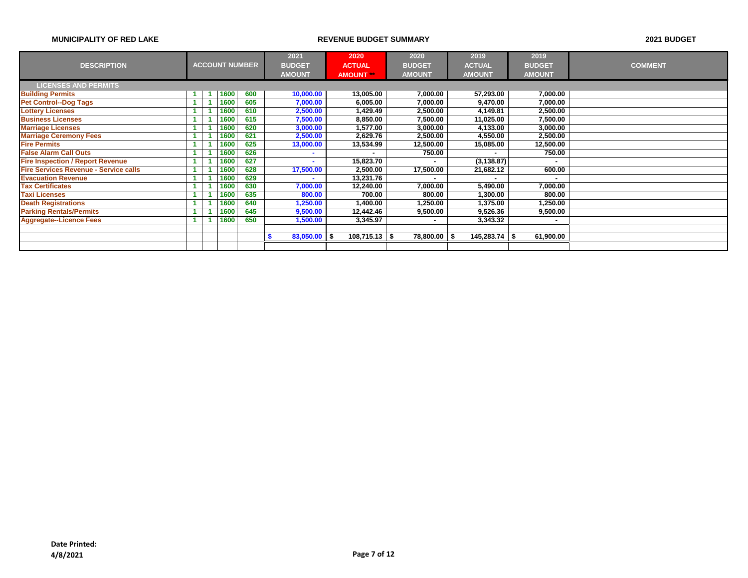MUNICIPALITY OF RED LAKE

REVENUE BUDGET SUMMARY

2021 BUDGET

| DESCRIPTION | ACCOUNT NUMBER | | | | 2021 BUDGET AMOUNT | 2020 ACTUAL AMOUNT ** | 2020 BUDGET AMOUNT | 2019 ACTUAL AMOUNT | 2019 BUDGET AMOUNT | COMMENT |
|---|---|---|---|---|---|---|---|---|---|---|
| **LICENSES AND PERMITS** | | | | | | | | | | |
| Building Permits | 1 | 1 | 1600 | 600 | 10,000.00 | 13,005.00 | 7,000.00 | 57,293.00 | 7,000.00 | |
| Pet Control--Dog Tags | 1 | 1 | 1600 | 605 | 7,000.00 | 6,005.00 | 7,000.00 | 9,470.00 | 7,000.00 | |
| Lottery Licenses | 1 | 1 | 1600 | 610 | 2,500.00 | 1,429.49 | 2,500.00 | 4,149.81 | 2,500.00 | |
| Business Licenses | 1 | 1 | 1600 | 615 | 7,500.00 | 8,850.00 | 7,500.00 | 11,025.00 | 7,500.00 | |
| Marriage Licenses | 1 | 1 | 1600 | 620 | 3,000.00 | 1,577.00 | 3,000.00 | 4,133.00 | 3,000.00 | |
| Marriage Ceremony Fees | 1 | 1 | 1600 | 621 | 2,500.00 | 2,629.76 | 2,500.00 | 4,550.00 | 2,500.00 | |
| Fire Permits | 1 | 1 | 1600 | 625 | 13,000.00 | 13,534.99 | 12,500.00 | 15,085.00 | 12,500.00 | |
| False Alarm Call Outs | 1 | 1 | 1600 | 626 | - | - | 750.00 | - | 750.00 | |
| Fire Inspection / Report Revenue | 1 | 1 | 1600 | 627 | - | 15,823.70 | - | (3,138.87) | - | |
| Fire Services Revenue - Service calls | 1 | 1 | 1600 | 628 | 17,500.00 | 2,500.00 | 17,500.00 | 21,682.12 | 600.00 | |
| Evacuation Revenue | 1 | 1 | 1600 | 629 | - | 13,231.76 | - | - | - | |
| Tax Certificates | 1 | 1 | 1600 | 630 | 7,000.00 | 12,240.00 | 7,000.00 | 5,490.00 | 7,000.00 | |
| Taxi Licenses | 1 | 1 | 1600 | 635 | 800.00 | 700.00 | 800.00 | 1,300.00 | 800.00 | |
| Death Registrations | 1 | 1 | 1600 | 640 | 1,250.00 | 1,400.00 | 1,250.00 | 1,375.00 | 1,250.00 | |
| Parking Rentals/Permits | 1 | 1 | 1600 | 645 | 9,500.00 | 12,442.46 | 9,500.00 | 9,526.36 | 9,500.00 | |
| Aggregate--Licence Fees | 1 | 1 | 1600 | 650 | 1,500.00 | 3,345.97 | - | 3,343.32 | - | |
| | | | | | | | | | | |
| | | | | | $ 83,050.00 | $ 108,715.13 | $ 78,800.00 | $ 145,283.74 | $ 61,900.00 | |

**Date Printed:**
**4/8/2021**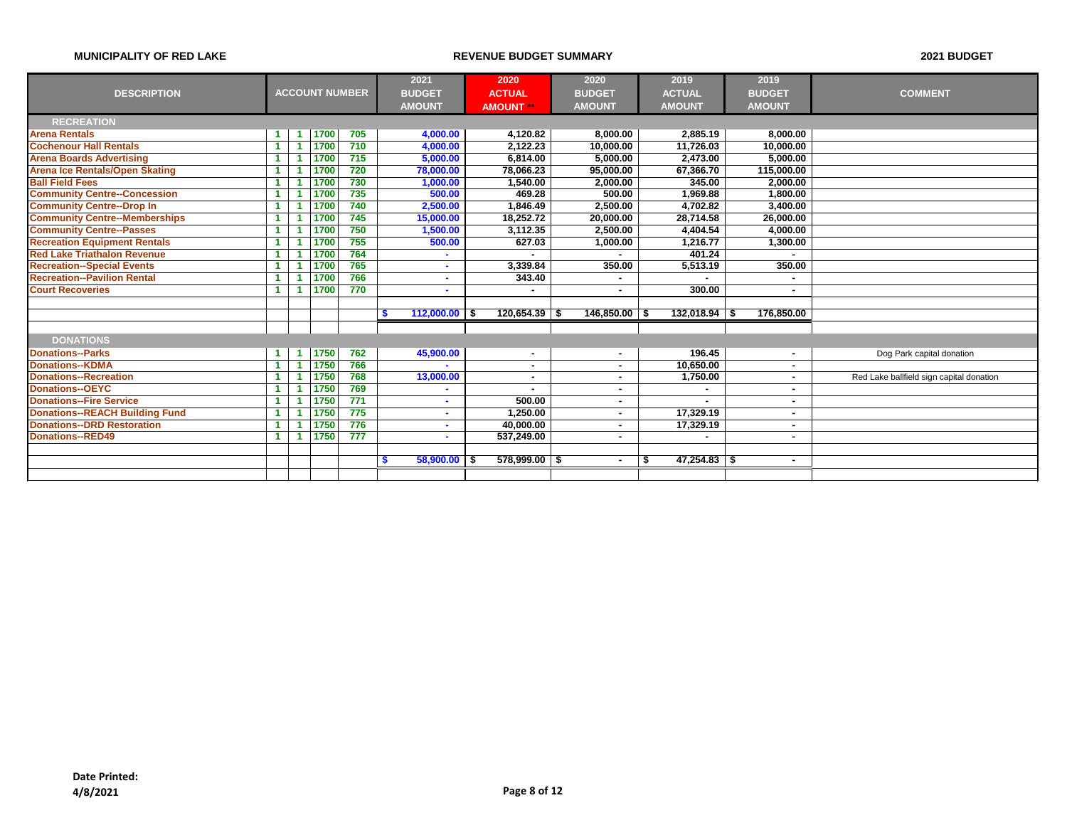**MUNICIPALITY OF RED LAKE** | **REVENUE BUDGET SUMMARY** | **2021 BUDGET**

| DESCRIPTION | ACCOUNT NUMBER | | | | 2021 BUDGET AMOUNT | 2020 ACTUAL AMOUNT ** | 2020 BUDGET AMOUNT | 2019 ACTUAL AMOUNT | 2019 BUDGET AMOUNT | COMMENT |
|---|---|---|---|---|---|---|---|---|---|---|
| **RECREATION** | | | | | | | | | | |
| Arena Rentals | 1 | 1 | 1700 | 705 | 4,000.00 | 4,120.82 | 8,000.00 | 2,885.19 | 8,000.00 | |
| Cochenour Hall Rentals | 1 | 1 | 1700 | 710 | 4,000.00 | 2,122.23 | 10,000.00 | 11,726.03 | 10,000.00 | |
| Arena Boards Advertising | 1 | 1 | 1700 | 715 | 5,000.00 | 6,814.00 | 5,000.00 | 2,473.00 | 5,000.00 | |
| Arena Ice Rentals/Open Skating | 1 | 1 | 1700 | 720 | 78,000.00 | 78,066.23 | 95,000.00 | 67,366.70 | 115,000.00 | |
| Ball Field Fees | 1 | 1 | 1700 | 730 | 1,000.00 | 1,540.00 | 2,000.00 | 345.00 | 2,000.00 | |
| Community Centre--Concession | 1 | 1 | 1700 | 735 | 500.00 | 469.28 | 500.00 | 1,969.88 | 1,800.00 | |
| Community Centre--Drop In | 1 | 1 | 1700 | 740 | 2,500.00 | 1,846.49 | 2,500.00 | 4,702.82 | 3,400.00 | |
| Community Centre--Memberships | 1 | 1 | 1700 | 745 | 15,000.00 | 18,252.72 | 20,000.00 | 28,714.58 | 26,000.00 | |
| Community Centre--Passes | 1 | 1 | 1700 | 750 | 1,500.00 | 3,112.35 | 2,500.00 | 4,404.54 | 4,000.00 | |
| Recreation Equipment Rentals | 1 | 1 | 1700 | 755 | 500.00 | 627.03 | 1,000.00 | 1,216.77 | 1,300.00 | |
| Red Lake Triathalon Revenue | 1 | 1 | 1700 | 764 | - | - | - | 401.24 | - | |
| Recreation--Special Events | 1 | 1 | 1700 | 765 | - | 3,339.84 | 350.00 | 5,513.19 | 350.00 | |
| Recreation--Pavilion Rental | 1 | 1 | 1700 | 766 | - | 343.40 | - | - | - | |
| Court Recoveries | 1 | 1 | 1700 | 770 | - | - | - | 300.00 | - | |
| | | | | | $ 112,000.00 | $ 120,654.39 | $ 146,850.00 | $ 132,018.94 | $ 176,850.00 | |
| **DONATIONS** | | | | | | | | | | |
| Donations--Parks | 1 | 1 | 1750 | 762 | 45,900.00 | - | - | 196.45 | - | Dog Park capital donation |
| Donations--KDMA | 1 | 1 | 1750 | 766 | - | - | - | 10,650.00 | - | |
| Donations--Recreation | 1 | 1 | 1750 | 768 | 13,000.00 | - | - | 1,750.00 | - | Red Lake ballfield sign capital donation |
| Donations--OEYC | 1 | 1 | 1750 | 769 | - | - | - | - | - | |
| Donations--Fire Service | 1 | 1 | 1750 | 771 | - | 500.00 | - | - | - | |
| Donations--REACH Building Fund | 1 | 1 | 1750 | 775 | - | 1,250.00 | - | 17,329.19 | - | |
| Donations--DRD Restoration | 1 | 1 | 1750 | 776 | - | 40,000.00 | - | 17,329.19 | - | |
| Donations--RED49 | 1 | 1 | 1750 | 777 | - | 537,249.00 | - | - | - | |
| | | | | | $ 58,900.00 | $ 578,999.00 | $ - | $ 47,254.83 | $ - | |

**Date Printed:**
**4/8/2021**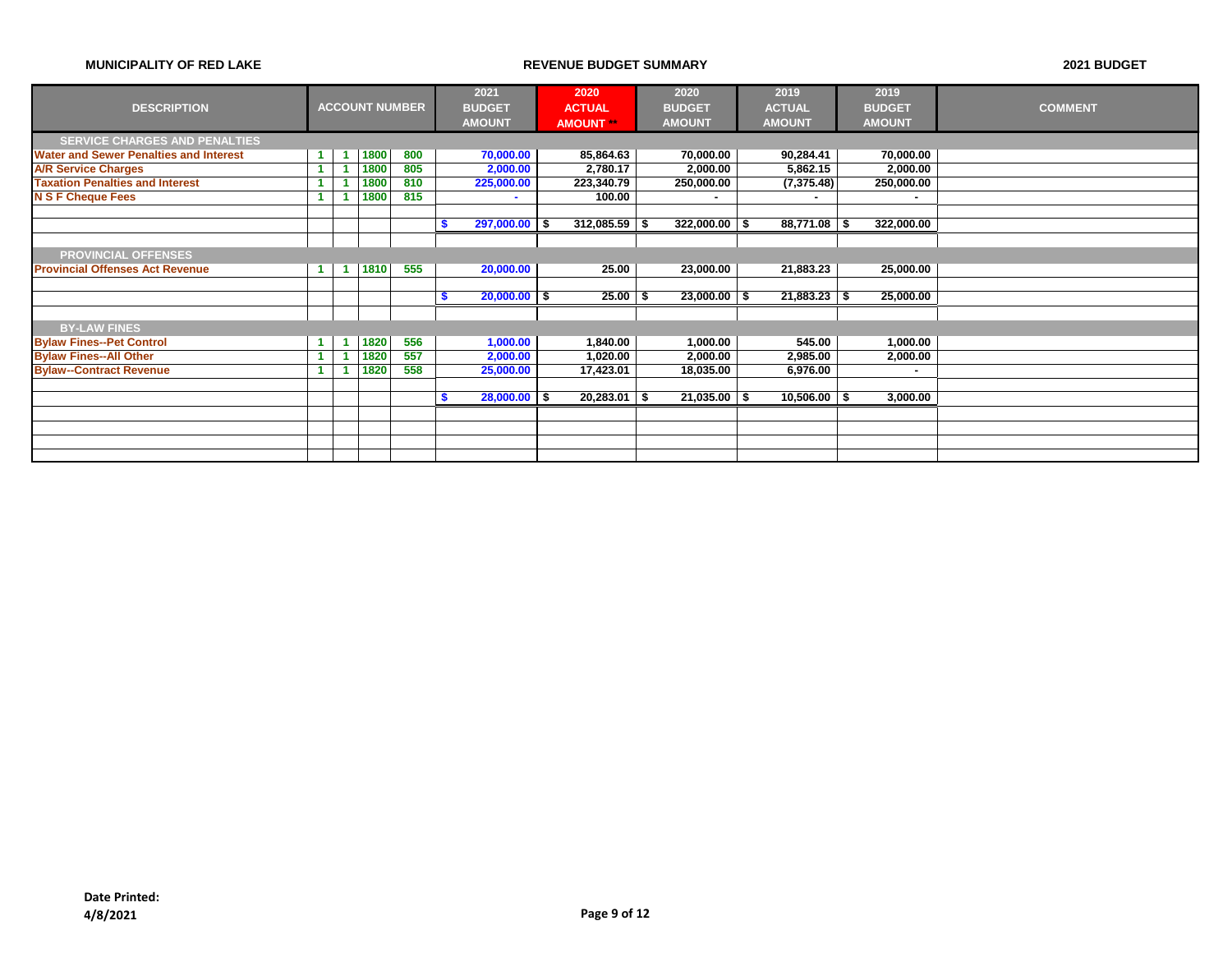**MUNICIPALITY OF RED LAKE** — **REVENUE BUDGET SUMMARY** — **2021 BUDGET**

| DESCRIPTION | ACCOUNT NUMBER | | | | 2021 BUDGET AMOUNT | 2020 ACTUAL AMOUNT ** | 2020 BUDGET AMOUNT | 2019 ACTUAL AMOUNT | 2019 BUDGET AMOUNT | COMMENT |
|---|---|---|---|---|---|---|---|---|---|---|
| **SERVICE CHARGES AND PENALTIES** | | | | | | | | | | |
| Water and Sewer Penalties and Interest | 1 | 1 | 1800 | 800 | 70,000.00 | 85,864.63 | 70,000.00 | 90,284.41 | 70,000.00 | |
| A/R Service Charges | 1 | 1 | 1800 | 805 | 2,000.00 | 2,780.17 | 2,000.00 | 5,862.15 | 2,000.00 | |
| Taxation Penalties and Interest | 1 | 1 | 1800 | 810 | 225,000.00 | 223,340.79 | 250,000.00 | (7,375.48) | 250,000.00 | |
| N S F Cheque Fees | 1 | 1 | 1800 | 815 | - | 100.00 | - | - | - | |
| | | | | | $ 297,000.00 | $ 312,085.59 | $ 322,000.00 | $ 88,771.08 | $ 322,000.00 | |
| **PROVINCIAL OFFENSES** | | | | | | | | | | |
| Provincial Offenses Act Revenue | 1 | 1 | 1810 | 555 | 20,000.00 | 25.00 | 23,000.00 | 21,883.23 | 25,000.00 | |
| | | | | | $ 20,000.00 | $ 25.00 | $ 23,000.00 | $ 21,883.23 | $ 25,000.00 | |
| **BY-LAW FINES** | | | | | | | | | | |
| Bylaw Fines--Pet Control | 1 | 1 | 1820 | 556 | 1,000.00 | 1,840.00 | 1,000.00 | 545.00 | 1,000.00 | |
| Bylaw Fines--All Other | 1 | 1 | 1820 | 557 | 2,000.00 | 1,020.00 | 2,000.00 | 2,985.00 | 2,000.00 | |
| Bylaw--Contract Revenue | 1 | 1 | 1820 | 558 | 25,000.00 | 17,423.01 | 18,035.00 | 6,976.00 | - | |
| | | | | | $ 28,000.00 | $ 20,283.01 | $ 21,035.00 | $ 10,506.00 | $ 3,000.00 | |

**Date Printed:**
**4/8/2021**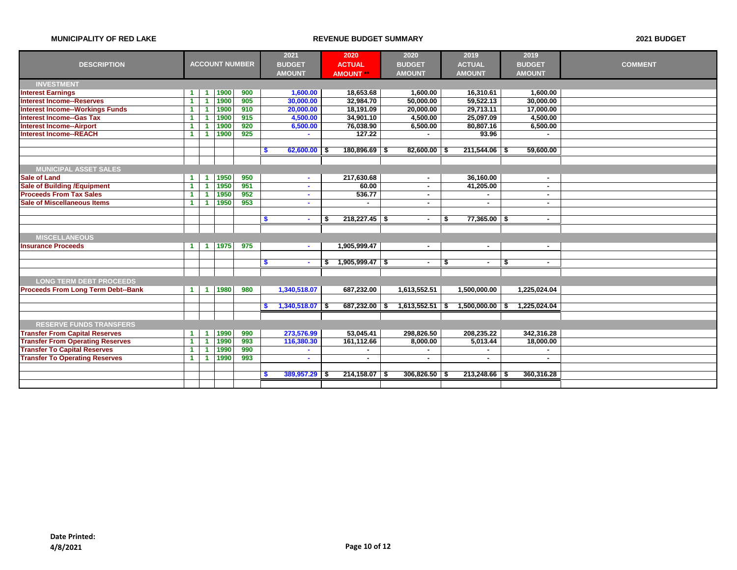**MUNICIPALITY OF RED LAKE** — **REVENUE BUDGET SUMMARY** — **2021 BUDGET**

| DESCRIPTION | ACCOUNT NUMBER | | | | 2021 BUDGET AMOUNT | 2020 ACTUAL AMOUNT ** | 2020 BUDGET AMOUNT | 2019 ACTUAL AMOUNT | 2019 BUDGET AMOUNT | COMMENT |
|---|---|---|---|---|---|---|---|---|---|---|
| **INVESTMENT** | | | | | | | | | | |
| Interest Earnings | 1 | 1 | 1900 | 900 | 1,600.00 | 18,653.68 | 1,600.00 | 16,310.61 | 1,600.00 | |
| Interest Income--Reserves | 1 | 1 | 1900 | 905 | 30,000.00 | 32,984.70 | 50,000.00 | 59,522.13 | 30,000.00 | |
| Interest Income--Workings Funds | 1 | 1 | 1900 | 910 | 20,000.00 | 18,191.09 | 20,000.00 | 29,713.11 | 17,000.00 | |
| Interest Income--Gas Tax | 1 | 1 | 1900 | 915 | 4,500.00 | 34,901.10 | 4,500.00 | 25,097.09 | 4,500.00 | |
| Interest Income--Airport | 1 | 1 | 1900 | 920 | 6,500.00 | 76,038.90 | 6,500.00 | 80,807.16 | 6,500.00 | |
| Interest Income--REACH | 1 | 1 | 1900 | 925 | - | 127.22 | - | 93.96 | - | |
| | | | | | $ 62,600.00 | $ 180,896.69 | $ 82,600.00 | $ 211,544.06 | $ 59,600.00 | |
| **MUNICIPAL ASSET SALES** | | | | | | | | | | |
| Sale of Land | 1 | 1 | 1950 | 950 | - | 217,630.68 | - | 36,160.00 | - | |
| Sale of Building /Equipment | 1 | 1 | 1950 | 951 | - | 60.00 | - | 41,205.00 | - | |
| Proceeds From Tax Sales | 1 | 1 | 1950 | 952 | - | 536.77 | - | - | - | |
| Sale of Miscellaneous Items | 1 | 1 | 1950 | 953 | - | - | - | - | - | |
| | | | | | $ - | $ 218,227.45 | $ - | $ 77,365.00 | $ - | |
| **MISCELLANEOUS** | | | | | | | | | | |
| Insurance Proceeds | 1 | 1 | 1975 | 975 | - | 1,905,999.47 | - | - | - | |
| | | | | | $ - | $ 1,905,999.47 | $ - | $ - | $ - | |
| **LONG TERM DEBT PROCEEDS** | | | | | | | | | | |
| Proceeds From Long Term Debt--Bank | 1 | 1 | 1980 | 980 | 1,340,518.07 | 687,232.00 | 1,613,552.51 | 1,500,000.00 | 1,225,024.04 | |
| | | | | | $ 1,340,518.07 | $ 687,232.00 | $ 1,613,552.51 | $ 1,500,000.00 | $ 1,225,024.04 | |
| **RESERVE FUNDS TRANSFERS** | | | | | | | | | | |
| Transfer From Capital Reserves | 1 | 1 | 1990 | 990 | 273,576.99 | 53,045.41 | 298,826.50 | 208,235.22 | 342,316.28 | |
| Transfer From Operating Reserves | 1 | 1 | 1990 | 993 | 116,380.30 | 161,112.66 | 8,000.00 | 5,013.44 | 18,000.00 | |
| Transfer To Capital Reserves | 1 | 1 | 1990 | 990 | - | - | - | - | - | |
| Transfer To Operating Reserves | 1 | 1 | 1990 | 993 | - | - | - | - | - | |
| | | | | | $ 389,957.29 | $ 214,158.07 | $ 306,826.50 | $ 213,248.66 | $ 360,316.28 | |

**Date Printed:**
**4/8/2021**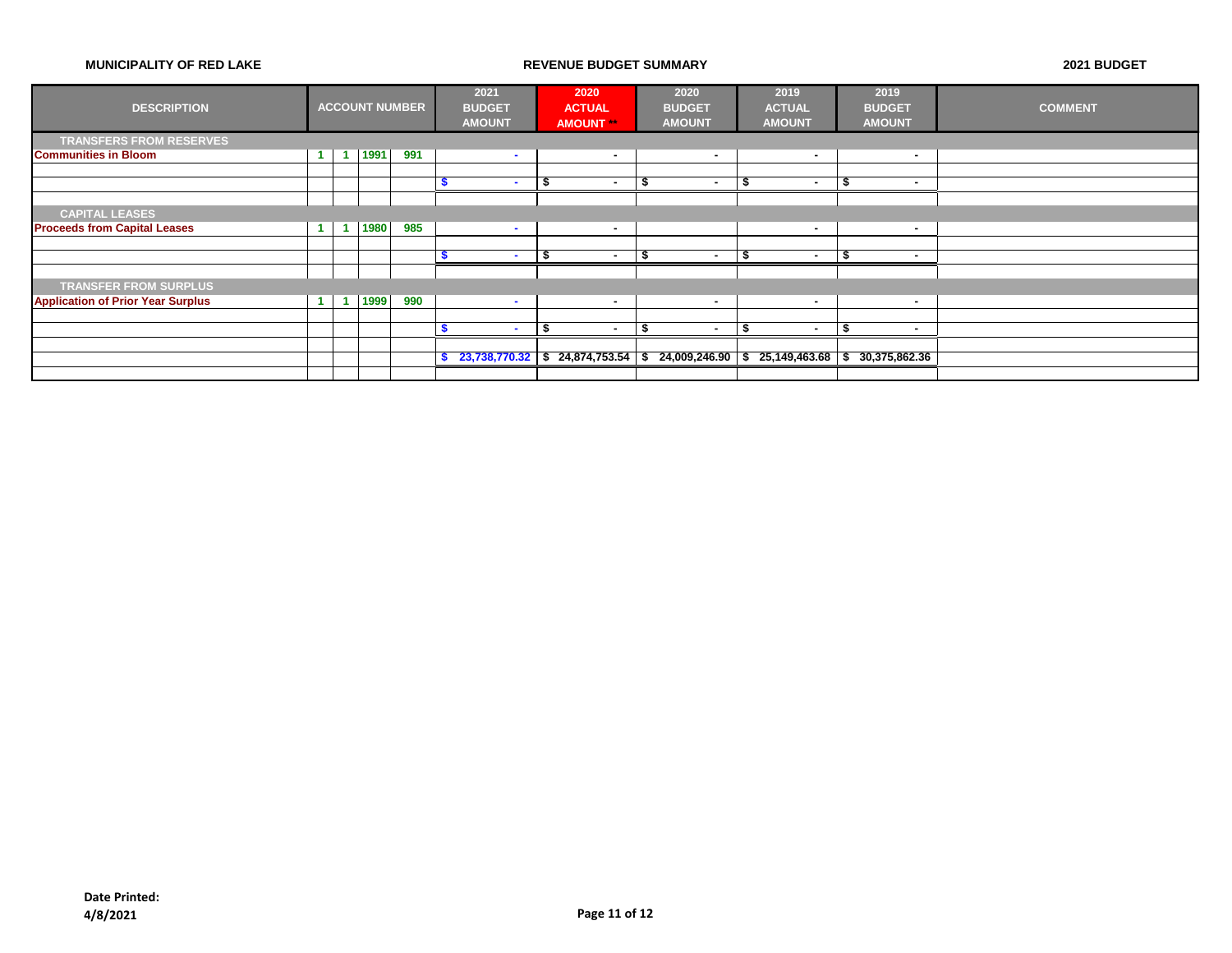**MUNICIPALITY OF RED LAKE** **REVENUE BUDGET SUMMARY** **2021 BUDGET**

| DESCRIPTION | ACCOUNT NUMBER | | | | 2021 BUDGET AMOUNT | 2020 ACTUAL AMOUNT ** | 2020 BUDGET AMOUNT | 2019 ACTUAL AMOUNT | 2019 BUDGET AMOUNT | COMMENT |
|---|---|---|---|---|---|---|---|---|---|---|
| **TRANSFERS FROM RESERVES** | | | | | | | | | | |
| **Communities in Bloom** | 1 | 1 | 1991 | 991 | - | - | - | - | - | |
| | | | | | | | | | | |
| | | | | | $ - | $ - | $ - | $ - | $ - | |
| | | | | | | | | | | |
| **CAPITAL LEASES** | | | | | | | | | | |
| **Proceeds from Capital Leases** | 1 | 1 | 1980 | 985 | - | - | | - | - | |
| | | | | | | | | | | |
| | | | | | $ - | $ - | $ - | $ - | $ - | |
| | | | | | | | | | | |
| **TRANSFER FROM SURPLUS** | | | | | | | | | | |
| **Application of Prior Year Surplus** | 1 | 1 | 1999 | 990 | - | - | - | - | - | |
| | | | | | | | | | | |
| | | | | | $ - | $ - | $ - | $ - | $ - | |
| | | | | | | | | | | |
| | | | | | **$ 23,738,770.32** | **$ 24,874,753.54** | **$ 24,009,246.90** | **$ 25,149,463.68** | **$ 30,375,862.36** | |

**Date Printed:**
**4/8/2021**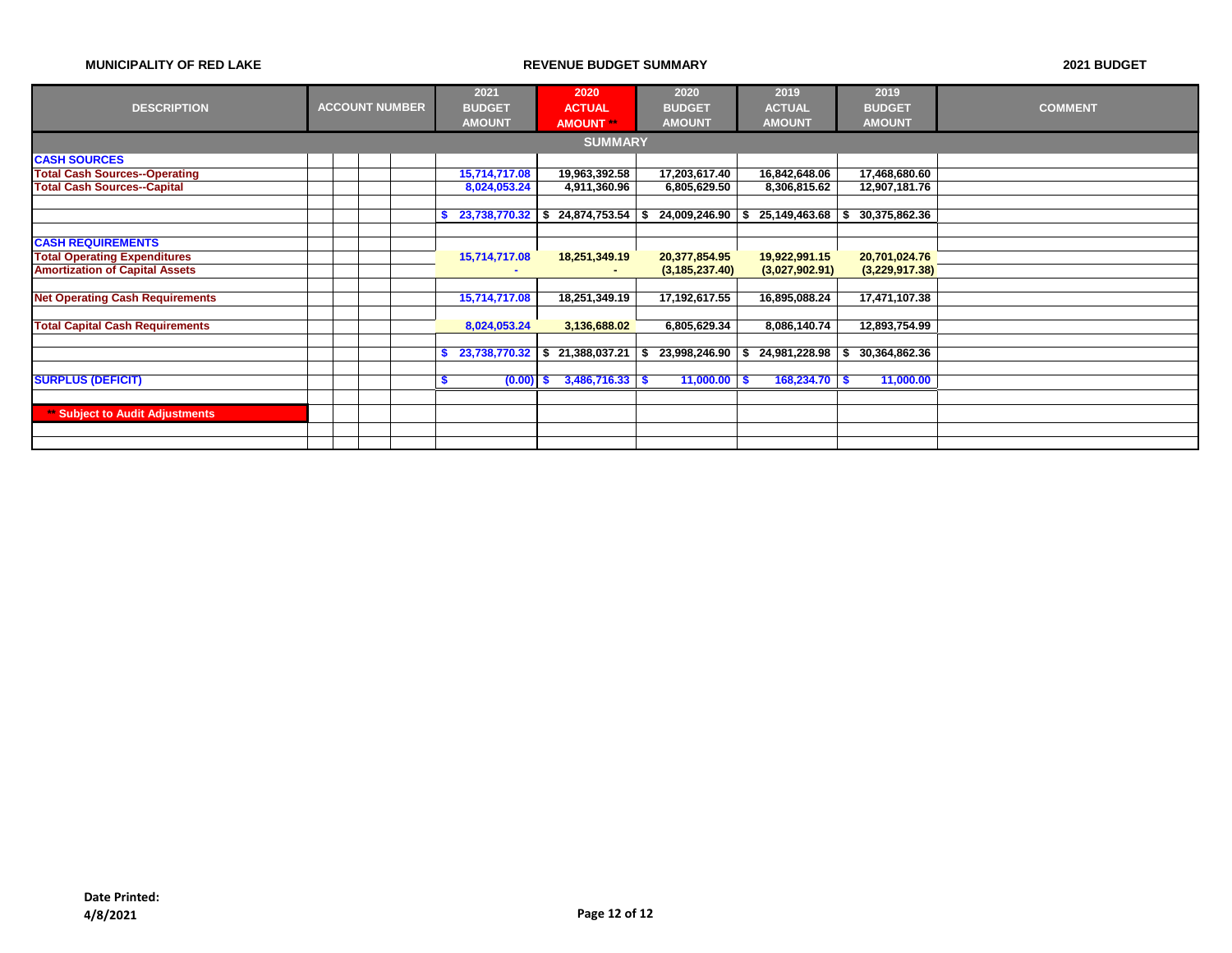MUNICIPALITY OF RED LAKE

## REVENUE BUDGET SUMMARY

2021 BUDGET

| DESCRIPTION | ACCOUNT NUMBER | 2021 BUDGET AMOUNT | 2020 ACTUAL AMOUNT ** | 2020 BUDGET AMOUNT | 2019 ACTUAL AMOUNT | 2019 BUDGET AMOUNT | COMMENT |
|---|---|---|---|---|---|---|---|
| **SUMMARY** | | | | | | | |
| **CASH SOURCES** | | | | | | | |
| **Total Cash Sources--Operating** | | 15,714,717.08 | 19,963,392.58 | 17,203,617.40 | 16,842,648.06 | 17,468,680.60 | |
| **Total Cash Sources--Capital** | | 8,024,053.24 | 4,911,360.96 | 6,805,629.50 | 8,306,815.62 | 12,907,181.76 | |
| | | $ 23,738,770.32 | $ 24,874,753.54 | $ 24,009,246.90 | $ 25,149,463.68 | $ 30,375,862.36 | |
| **CASH REQUIREMENTS** | | | | | | | |
| **Total Operating Expenditures** | | 15,714,717.08 | 18,251,349.19 | 20,377,854.95 | 19,922,991.15 | 20,701,024.76 | |
| **Amortization of Capital Assets** | | - | - | (3,185,237.40) | (3,027,902.91) | (3,229,917.38) | |
| **Net Operating Cash Requirements** | | 15,714,717.08 | 18,251,349.19 | 17,192,617.55 | 16,895,088.24 | 17,471,107.38 | |
| **Total Capital Cash Requirements** | | 8,024,053.24 | 3,136,688.02 | 6,805,629.34 | 8,086,140.74 | 12,893,754.99 | |
| | | $ 23,738,770.32 | $ 21,388,037.21 | $ 23,998,246.90 | $ 24,981,228.98 | $ 30,364,862.36 | |
| **SURPLUS (DEFICIT)** | | $ (0.00) | $ 3,486,716.33 | $ 11,000.00 | $ 168,234.70 | $ 11,000.00 | |

** Subject to Audit Adjustments

**Date Printed:**
**4/8/2021**